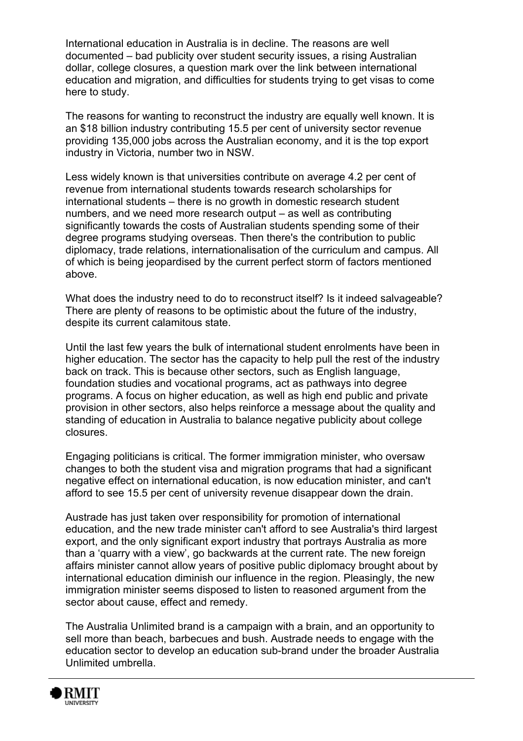International education in Australia is in decline. The reasons are well documented – bad publicity over student security issues, a rising Australian dollar, college closures, a question mark over the link between international education and migration, and difficulties for students trying to get visas to come here to study.

The reasons for wanting to reconstruct the industry are equally well known. It is an $18 billion industry contributing 15.5 per cent of university sector revenue providing 135,000 jobs across the Australian economy, and it is the top export industry in Victoria, number two in NSW.

Less widely known is that universities contribute on average 4.2 per cent of revenue from international students towards research scholarships for international students – there is no growth in domestic research student numbers, and we need more research output – as well as contributing significantly towards the costs of Australian students spending some of their degree programs studying overseas. Then there's the contribution to public diplomacy, trade relations, internationalisation of the curriculum and campus. All of which is being jeopardised by the current perfect storm of factors mentioned above.

What does the industry need to do to reconstruct itself? Is it indeed salvageable? There are plenty of reasons to be optimistic about the future of the industry, despite its current calamitous state.

Until the last few years the bulk of international student enrolments have been in higher education. The sector has the capacity to help pull the rest of the industry back on track. This is because other sectors, such as English language, foundation studies and vocational programs, act as pathways into degree programs. A focus on higher education, as well as high end public and private provision in other sectors, also helps reinforce a message about the quality and standing of education in Australia to balance negative publicity about college closures.

Engaging politicians is critical. The former immigration minister, who oversaw changes to both the student visa and migration programs that had a significant negative effect on international education, is now education minister, and can't afford to see 15.5 per cent of university revenue disappear down the drain.

Austrade has just taken over responsibility for promotion of international education, and the new trade minister can't afford to see Australia's third largest export, and the only significant export industry that portrays Australia as more than a 'quarry with a view', go backwards at the current rate. The new foreign affairs minister cannot allow years of positive public diplomacy brought about by international education diminish our influence in the region. Pleasingly, the new immigration minister seems disposed to listen to reasoned argument from the sector about cause, effect and remedy.

The Australia Unlimited brand is a campaign with a brain, and an opportunity to sell more than beach, barbecues and bush. Austrade needs to engage with the education sector to develop an education sub-brand under the broader Australia Unlimited umbrella.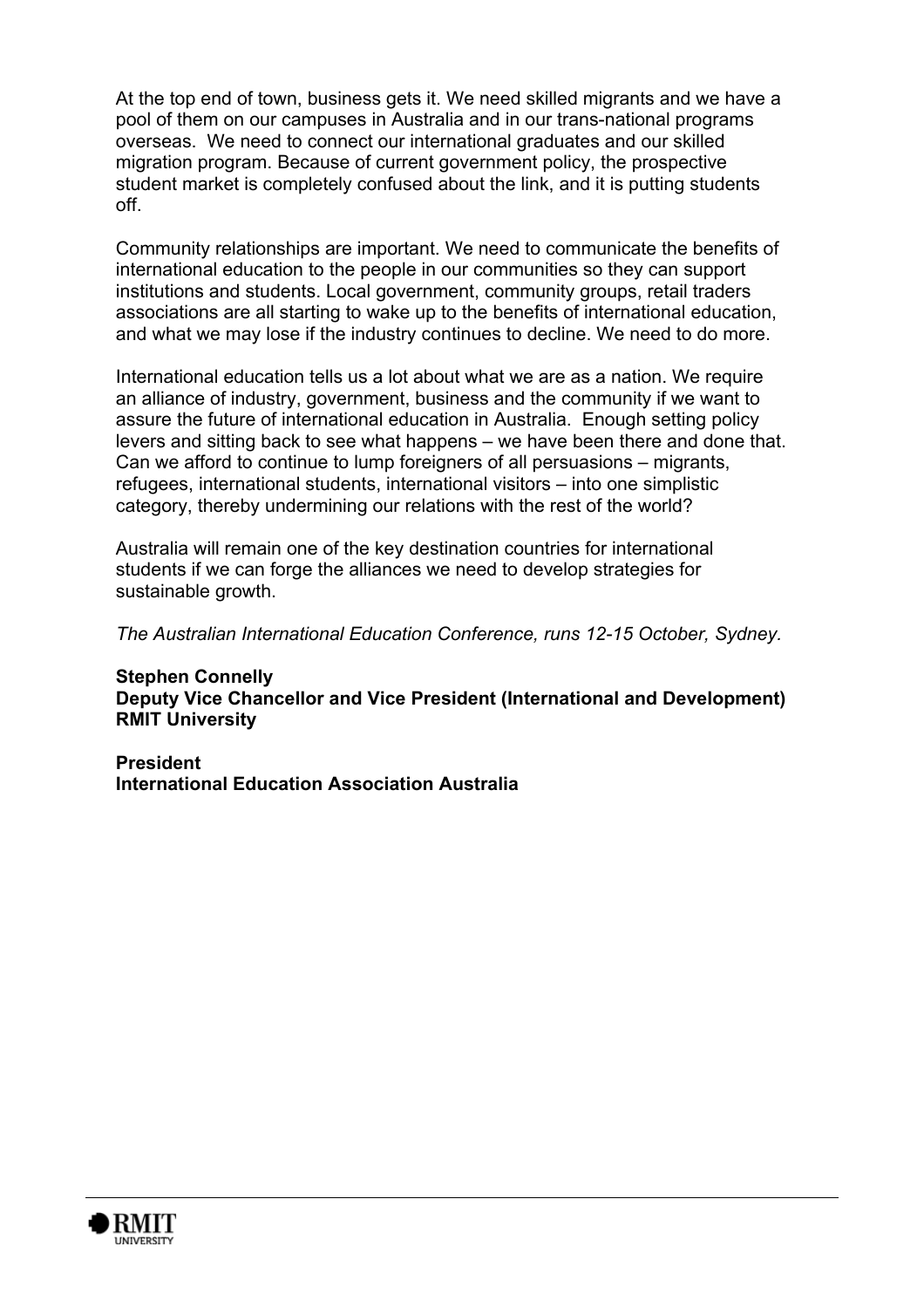At the top end of town, business gets it. We need skilled migrants and we have a pool of them on our campuses in Australia and in our trans-national programs overseas. We need to connect our international graduates and our skilled migration program. Because of current government policy, the prospective student market is completely confused about the link, and it is putting students off.

Community relationships are important. We need to communicate the benefits of international education to the people in our communities so they can support institutions and students. Local government, community groups, retail traders associations are all starting to wake up to the benefits of international education, and what we may lose if the industry continues to decline. We need to do more.

International education tells us a lot about what we are as a nation. We require an alliance of industry, government, business and the community if we want to assure the future of international education in Australia. Enough setting policy levers and sitting back to see what happens – we have been there and done that. Can we afford to continue to lump foreigners of all persuasions – migrants, refugees, international students, international visitors – into one simplistic category, thereby undermining our relations with the rest of the world?

Australia will remain one of the key destination countries for international students if we can forge the alliances we need to develop strategies for sustainable growth.

*The Australian International Education Conference, runs 12-15 October, Sydney.*

**Stephen Connelly**
**Deputy Vice Chancellor and Vice President (International and Development)**
**RMIT University**

**President**
**International Education Association Australia**